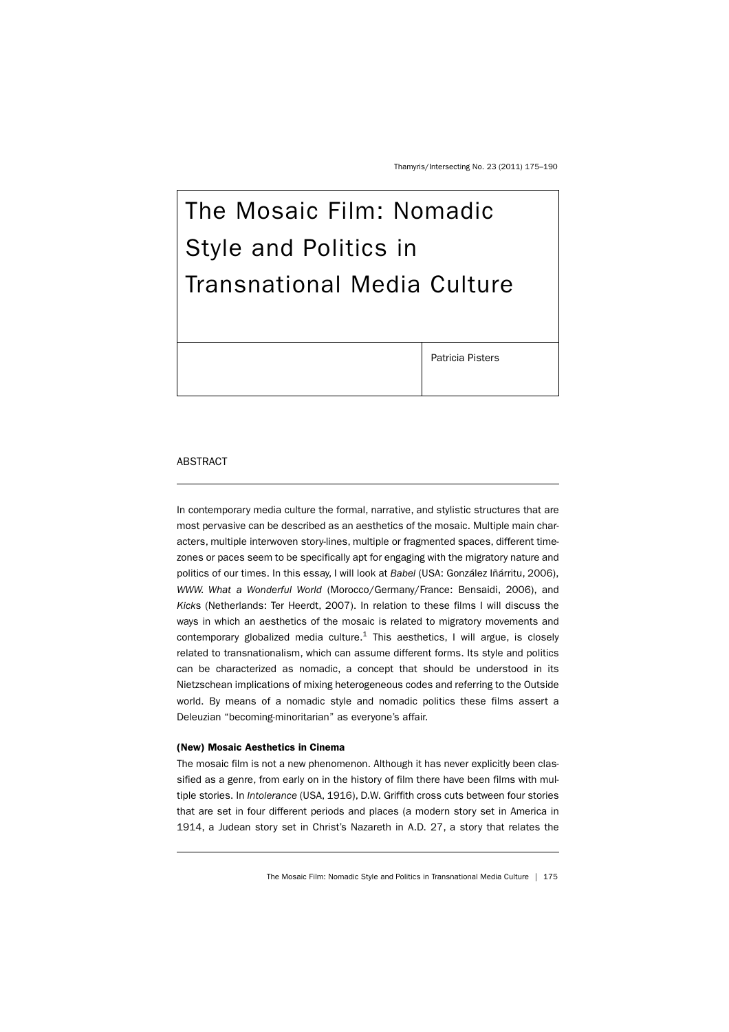# The Mosaic Film: Nomadic Style and Politics in Transnational Media Culture

Patricia Pisters

## ABSTRACT

In contemporary media culture the formal, narrative, and stylistic structures that are most pervasive can be described as an aesthetics of the mosaic. Multiple main characters, multiple interwoven story-lines, multiple or fragmented spaces, different time-zones or paces seem to be specifically apt for engaging with the migratory nature and politics of our times. In this essay, I will look at *Babel* (USA: González Iñárritu, 2006), *WWW. What a Wonderful World* (Morocco/Germany/France: Bensaidi, 2006), and *Kicks* (Netherlands: Ter Heerdt, 2007). In relation to these films I will discuss the ways in which an aesthetics of the mosaic is related to migratory movements and contemporary globalized media culture.[1] This aesthetics, I will argue, is closely related to transnationalism, which can assume different forms. Its style and politics can be characterized as nomadic, a concept that should be understood in its Nietzschean implications of mixing heterogeneous codes and referring to the Outside world. By means of a nomadic style and nomadic politics these films assert a Deleuzian "becoming-minoritarian" as everyone's affair.

### (New) Mosaic Aesthetics in Cinema

The mosaic film is not a new phenomenon. Although it has never explicitly been classified as a genre, from early on in the history of film there have been films with multiple stories. In *Intolerance* (USA, 1916), D.W. Griffith cross cuts between four stories that are set in four different periods and places (a modern story set in America in 1914, a Judean story set in Christ's Nazareth in A.D. 27, a story that relates the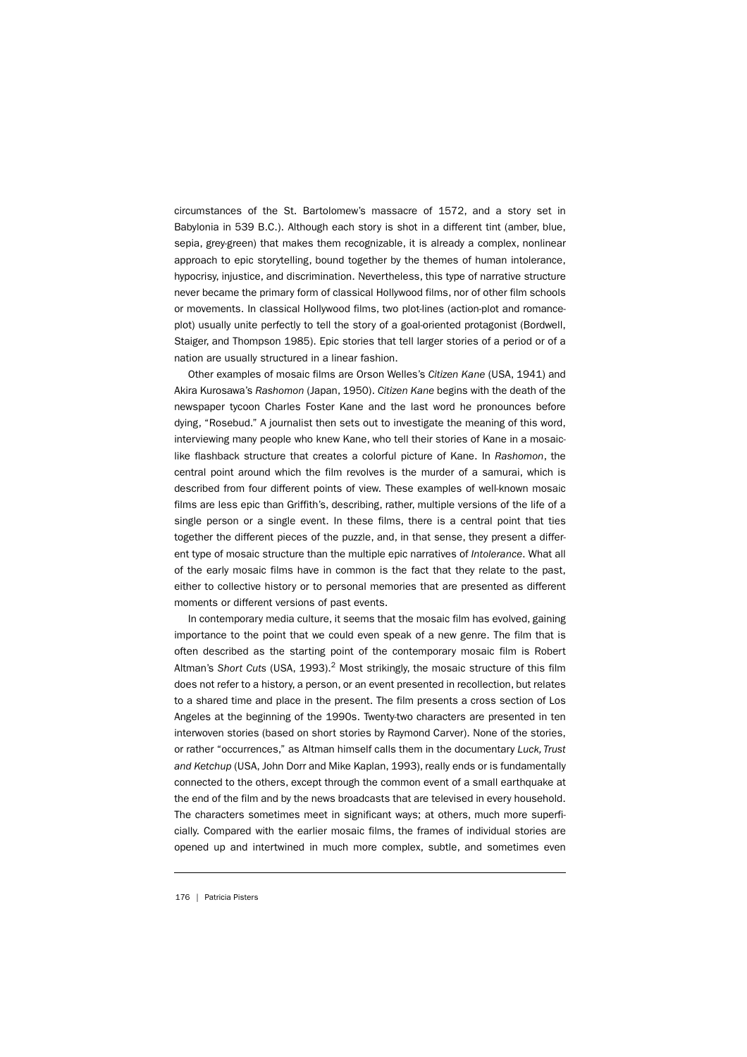circumstances of the St. Bartolomew's massacre of 1572, and a story set in Babylonia in 539 B.C.). Although each story is shot in a different tint (amber, blue, sepia, grey-green) that makes them recognizable, it is already a complex, nonlinear approach to epic storytelling, bound together by the themes of human intolerance, hypocrisy, injustice, and discrimination. Nevertheless, this type of narrative structure never became the primary form of classical Hollywood films, nor of other film schools or movements. In classical Hollywood films, two plot-lines (action-plot and romance-plot) usually unite perfectly to tell the story of a goal-oriented protagonist (Bordwell, Staiger, and Thompson 1985). Epic stories that tell larger stories of a period or of a nation are usually structured in a linear fashion.

Other examples of mosaic films are Orson Welles's *Citizen Kane* (USA, 1941) and Akira Kurosawa's *Rashomon* (Japan, 1950). *Citizen Kane* begins with the death of the newspaper tycoon Charles Foster Kane and the last word he pronounces before dying, "Rosebud." A journalist then sets out to investigate the meaning of this word, interviewing many people who knew Kane, who tell their stories of Kane in a mosaic-like flashback structure that creates a colorful picture of Kane. In *Rashomon*, the central point around which the film revolves is the murder of a samurai, which is described from four different points of view. These examples of well-known mosaic films are less epic than Griffith's, describing, rather, multiple versions of the life of a single person or a single event. In these films, there is a central point that ties together the different pieces of the puzzle, and, in that sense, they present a different type of mosaic structure than the multiple epic narratives of *Intolerance*. What all of the early mosaic films have in common is the fact that they relate to the past, either to collective history or to personal memories that are presented as different moments or different versions of past events.

In contemporary media culture, it seems that the mosaic film has evolved, gaining importance to the point that we could even speak of a new genre. The film that is often described as the starting point of the contemporary mosaic film is Robert Altman's *Short Cuts* (USA, 1993).[2] Most strikingly, the mosaic structure of this film does not refer to a history, a person, or an event presented in recollection, but relates to a shared time and place in the present. The film presents a cross section of Los Angeles at the beginning of the 1990s. Twenty-two characters are presented in ten interwoven stories (based on short stories by Raymond Carver). None of the stories, or rather "occurrences," as Altman himself calls them in the documentary *Luck, Trust and Ketchup* (USA, John Dorr and Mike Kaplan, 1993), really ends or is fundamentally connected to the others, except through the common event of a small earthquake at the end of the film and by the news broadcasts that are televised in every household. The characters sometimes meet in significant ways; at others, much more superficially. Compared with the earlier mosaic films, the frames of individual stories are opened up and intertwined in much more complex, subtle, and sometimes even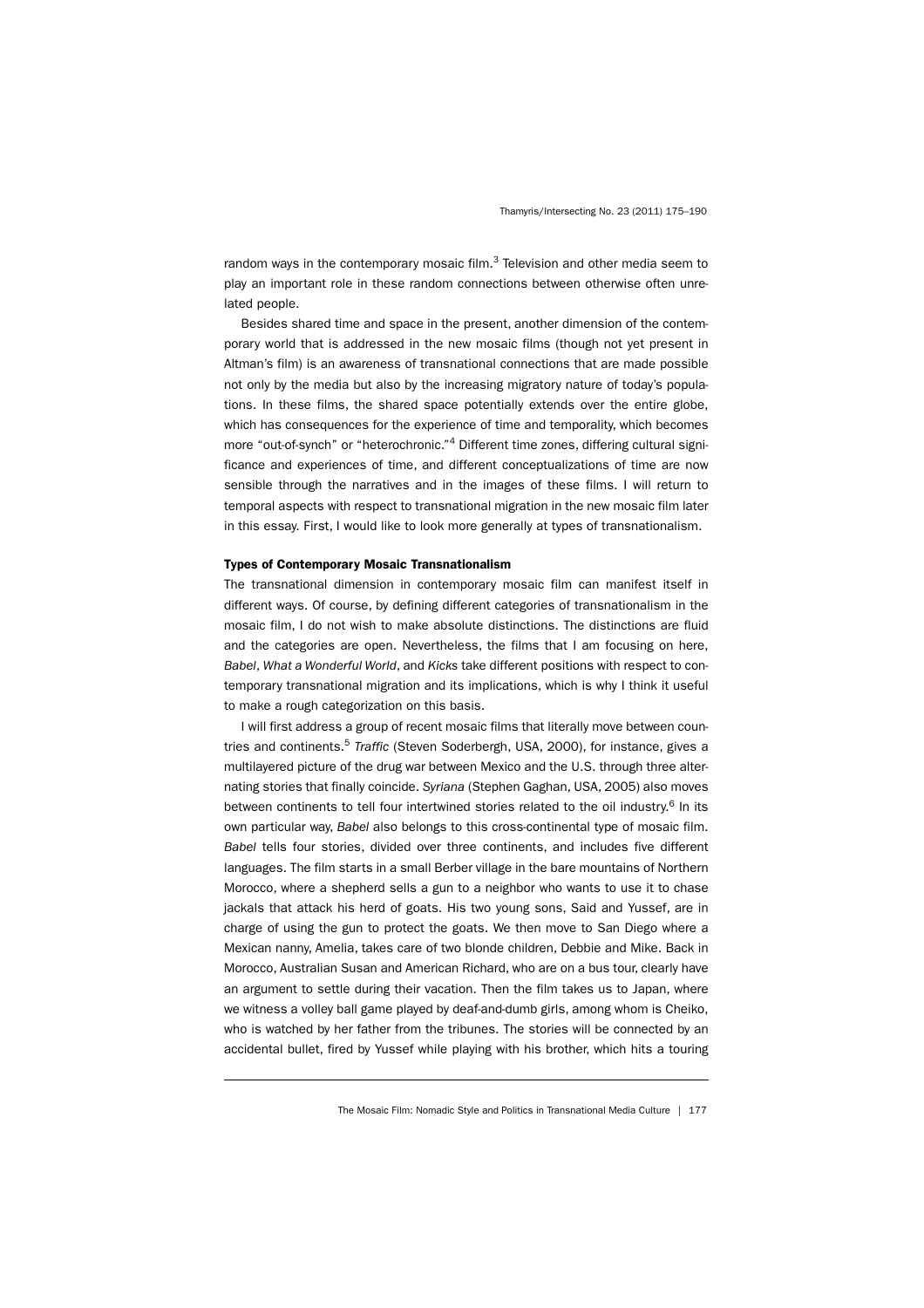random ways in the contemporary mosaic film.[3] Television and other media seem to play an important role in these random connections between otherwise often unrelated people.

Besides shared time and space in the present, another dimension of the contemporary world that is addressed in the new mosaic films (though not yet present in Altman's film) is an awareness of transnational connections that are made possible not only by the media but also by the increasing migratory nature of today's populations. In these films, the shared space potentially extends over the entire globe, which has consequences for the experience of time and temporality, which becomes more "out-of-synch" or "heterochronic."[4] Different time zones, differing cultural significance and experiences of time, and different conceptualizations of time are now sensible through the narratives and in the images of these films. I will return to temporal aspects with respect to transnational migration in the new mosaic film later in this essay. First, I would like to look more generally at types of transnationalism.

### Types of Contemporary Mosaic Transnationalism

The transnational dimension in contemporary mosaic film can manifest itself in different ways. Of course, by defining different categories of transnationalism in the mosaic film, I do not wish to make absolute distinctions. The distinctions are fluid and the categories are open. Nevertheless, the films that I am focusing on here, *Babel*, *What a Wonderful World*, and *Kicks* take different positions with respect to contemporary transnational migration and its implications, which is why I think it useful to make a rough categorization on this basis.

I will first address a group of recent mosaic films that literally move between countries and continents.[5] *Traffic* (Steven Soderbergh, USA, 2000), for instance, gives a multilayered picture of the drug war between Mexico and the U.S. through three alternating stories that finally coincide. *Syriana* (Stephen Gaghan, USA, 2005) also moves between continents to tell four intertwined stories related to the oil industry.[6] In its own particular way, *Babel* also belongs to this cross-continental type of mosaic film. *Babel* tells four stories, divided over three continents, and includes five different languages. The film starts in a small Berber village in the bare mountains of Northern Morocco, where a shepherd sells a gun to a neighbor who wants to use it to chase jackals that attack his herd of goats. His two young sons, Said and Yussef, are in charge of using the gun to protect the goats. We then move to San Diego where a Mexican nanny, Amelia, takes care of two blonde children, Debbie and Mike. Back in Morocco, Australian Susan and American Richard, who are on a bus tour, clearly have an argument to settle during their vacation. Then the film takes us to Japan, where we witness a volley ball game played by deaf-and-dumb girls, among whom is Cheiko, who is watched by her father from the tribunes. The stories will be connected by an accidental bullet, fired by Yussef while playing with his brother, which hits a touring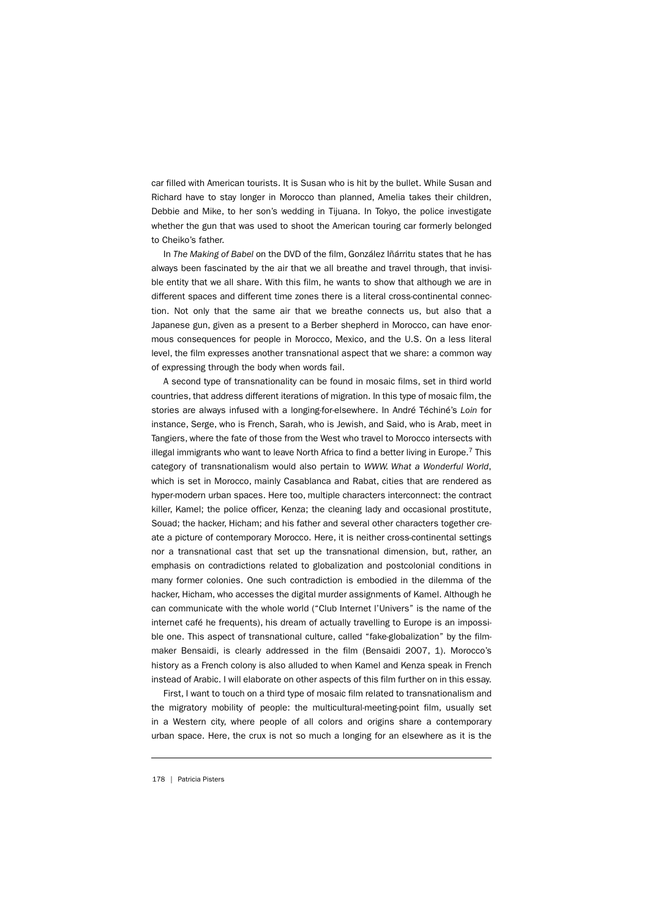car filled with American tourists. It is Susan who is hit by the bullet. While Susan and Richard have to stay longer in Morocco than planned, Amelia takes their children, Debbie and Mike, to her son's wedding in Tijuana. In Tokyo, the police investigate whether the gun that was used to shoot the American touring car formerly belonged to Cheiko's father.

In *The Making of Babel* on the DVD of the film, González Iñárritu states that he has always been fascinated by the air that we all breathe and travel through, that invisible entity that we all share. With this film, he wants to show that although we are in different spaces and different time zones there is a literal cross-continental connection. Not only that the same air that we breathe connects us, but also that a Japanese gun, given as a present to a Berber shepherd in Morocco, can have enormous consequences for people in Morocco, Mexico, and the U.S. On a less literal level, the film expresses another transnational aspect that we share: a common way of expressing through the body when words fail.

A second type of transnationality can be found in mosaic films, set in third world countries, that address different iterations of migration. In this type of mosaic film, the stories are always infused with a longing-for-elsewhere. In André Téchiné's *Loin* for instance, Serge, who is French, Sarah, who is Jewish, and Said, who is Arab, meet in Tangiers, where the fate of those from the West who travel to Morocco intersects with illegal immigrants who want to leave North Africa to find a better living in Europe.[7] This category of transnationalism would also pertain to *WWW. What a Wonderful World*, which is set in Morocco, mainly Casablanca and Rabat, cities that are rendered as hyper-modern urban spaces. Here too, multiple characters interconnect: the contract killer, Kamel; the police officer, Kenza; the cleaning lady and occasional prostitute, Souad; the hacker, Hicham; and his father and several other characters together create a picture of contemporary Morocco. Here, it is neither cross-continental settings nor a transnational cast that set up the transnational dimension, but, rather, an emphasis on contradictions related to globalization and postcolonial conditions in many former colonies. One such contradiction is embodied in the dilemma of the hacker, Hicham, who accesses the digital murder assignments of Kamel. Although he can communicate with the whole world ("Club Internet l'Univers" is the name of the internet café he frequents), his dream of actually travelling to Europe is an impossible one. This aspect of transnational culture, called "fake-globalization" by the filmmaker Bensaidi, is clearly addressed in the film (Bensaidi 2007, 1). Morocco's history as a French colony is also alluded to when Kamel and Kenza speak in French instead of Arabic. I will elaborate on other aspects of this film further on in this essay.

First, I want to touch on a third type of mosaic film related to transnationalism and the migratory mobility of people: the multicultural-meeting-point film, usually set in a Western city, where people of all colors and origins share a contemporary urban space. Here, the crux is not so much a longing for an elsewhere as it is the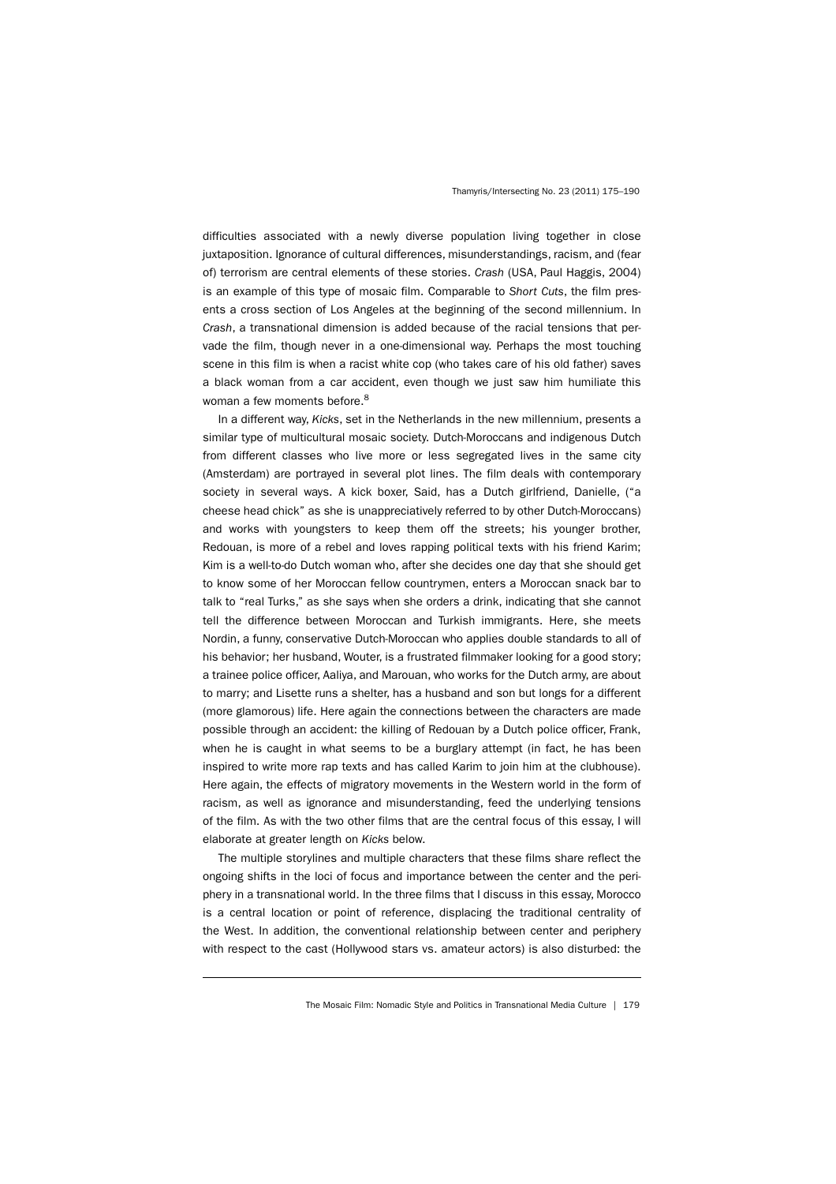difficulties associated with a newly diverse population living together in close juxtaposition. Ignorance of cultural differences, misunderstandings, racism, and (fear of) terrorism are central elements of these stories. *Crash* (USA, Paul Haggis, 2004) is an example of this type of mosaic film. Comparable to *Short Cuts*, the film presents a cross section of Los Angeles at the beginning of the second millennium. In *Crash*, a transnational dimension is added because of the racial tensions that pervade the film, though never in a one-dimensional way. Perhaps the most touching scene in this film is when a racist white cop (who takes care of his old father) saves a black woman from a car accident, even though we just saw him humiliate this woman a few moments before.[8]

In a different way, *Kicks*, set in the Netherlands in the new millennium, presents a similar type of multicultural mosaic society. Dutch-Moroccans and indigenous Dutch from different classes who live more or less segregated lives in the same city (Amsterdam) are portrayed in several plot lines. The film deals with contemporary society in several ways. A kick boxer, Said, has a Dutch girlfriend, Danielle, ("a cheese head chick" as she is unappreciatively referred to by other Dutch-Moroccans) and works with youngsters to keep them off the streets; his younger brother, Redouan, is more of a rebel and loves rapping political texts with his friend Karim; Kim is a well-to-do Dutch woman who, after she decides one day that she should get to know some of her Moroccan fellow countrymen, enters a Moroccan snack bar to talk to "real Turks," as she says when she orders a drink, indicating that she cannot tell the difference between Moroccan and Turkish immigrants. Here, she meets Nordin, a funny, conservative Dutch-Moroccan who applies double standards to all of his behavior; her husband, Wouter, is a frustrated filmmaker looking for a good story; a trainee police officer, Aaliya, and Marouan, who works for the Dutch army, are about to marry; and Lisette runs a shelter, has a husband and son but longs for a different (more glamorous) life. Here again the connections between the characters are made possible through an accident: the killing of Redouan by a Dutch police officer, Frank, when he is caught in what seems to be a burglary attempt (in fact, he has been inspired to write more rap texts and has called Karim to join him at the clubhouse). Here again, the effects of migratory movements in the Western world in the form of racism, as well as ignorance and misunderstanding, feed the underlying tensions of the film. As with the two other films that are the central focus of this essay, I will elaborate at greater length on *Kicks* below.

The multiple storylines and multiple characters that these films share reflect the ongoing shifts in the loci of focus and importance between the center and the periphery in a transnational world. In the three films that I discuss in this essay, Morocco is a central location or point of reference, displacing the traditional centrality of the West. In addition, the conventional relationship between center and periphery with respect to the cast (Hollywood stars vs. amateur actors) is also disturbed: the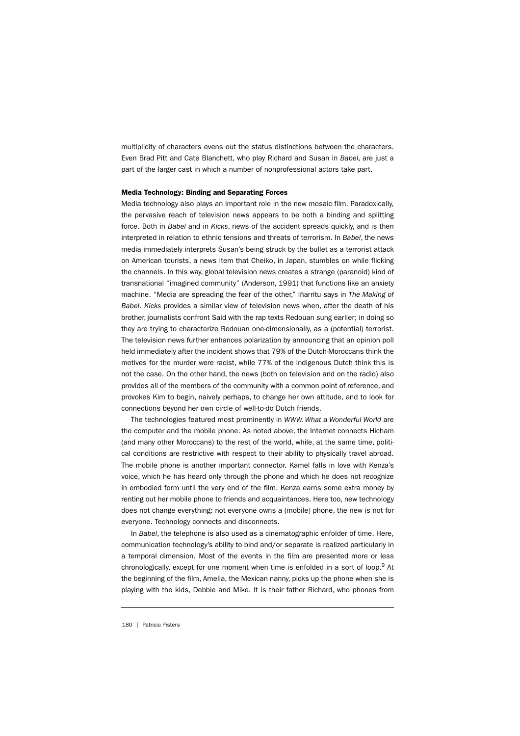multiplicity of characters evens out the status distinctions between the characters. Even Brad Pitt and Cate Blanchett, who play Richard and Susan in *Babel*, are just a part of the larger cast in which a number of nonprofessional actors take part.

### Media Technology: Binding and Separating Forces

Media technology also plays an important role in the new mosaic film. Paradoxically, the pervasive reach of television news appears to be both a binding and splitting force. Both in *Babel* and in *Kicks*, news of the accident spreads quickly, and is then interpreted in relation to ethnic tensions and threats of terrorism. In *Babel*, the news media immediately interprets Susan's being struck by the bullet as a terrorist attack on American tourists, a news item that Cheiko, in Japan, stumbles on while flicking the channels. In this way, global television news creates a strange (paranoid) kind of transnational "imagined community" (Anderson, 1991) that functions like an anxiety machine. "Media are spreading the fear of the other," Iñarritu says in *The Making of Babel*. *Kicks* provides a similar view of television news when, after the death of his brother, journalists confront Said with the rap texts Redouan sung earlier; in doing so they are trying to characterize Redouan one-dimensionally, as a (potential) terrorist. The television news further enhances polarization by announcing that an opinion poll held immediately after the incident shows that 79% of the Dutch-Moroccans think the motives for the murder were racist, while 77% of the indigenous Dutch think this is not the case. On the other hand, the news (both on television and on the radio) also provides all of the members of the community with a common point of reference, and provokes Kim to begin, naively perhaps, to change her own attitude, and to look for connections beyond her own circle of well-to-do Dutch friends.

The technologies featured most prominently in *WWW. What a Wonderful World* are the computer and the mobile phone. As noted above, the Internet connects Hicham (and many other Moroccans) to the rest of the world, while, at the same time, political conditions are restrictive with respect to their ability to physically travel abroad. The mobile phone is another important connector. Kamel falls in love with Kenza's voice, which he has heard only through the phone and which he does not recognize in embodied form until the very end of the film. Kenza earns some extra money by renting out her mobile phone to friends and acquaintances. Here too, new technology does not change everything: not everyone owns a (mobile) phone, the new is not for everyone. Technology connects and disconnects.

In *Babel*, the telephone is also used as a cinematographic enfolder of time. Here, communication technology's ability to bind and/or separate is realized particularly in a temporal dimension. Most of the events in the film are presented more or less chronologically, except for one moment when time is enfolded in a sort of loop.[9] At the beginning of the film, Amelia, the Mexican nanny, picks up the phone when she is playing with the kids, Debbie and Mike. It is their father Richard, who phones from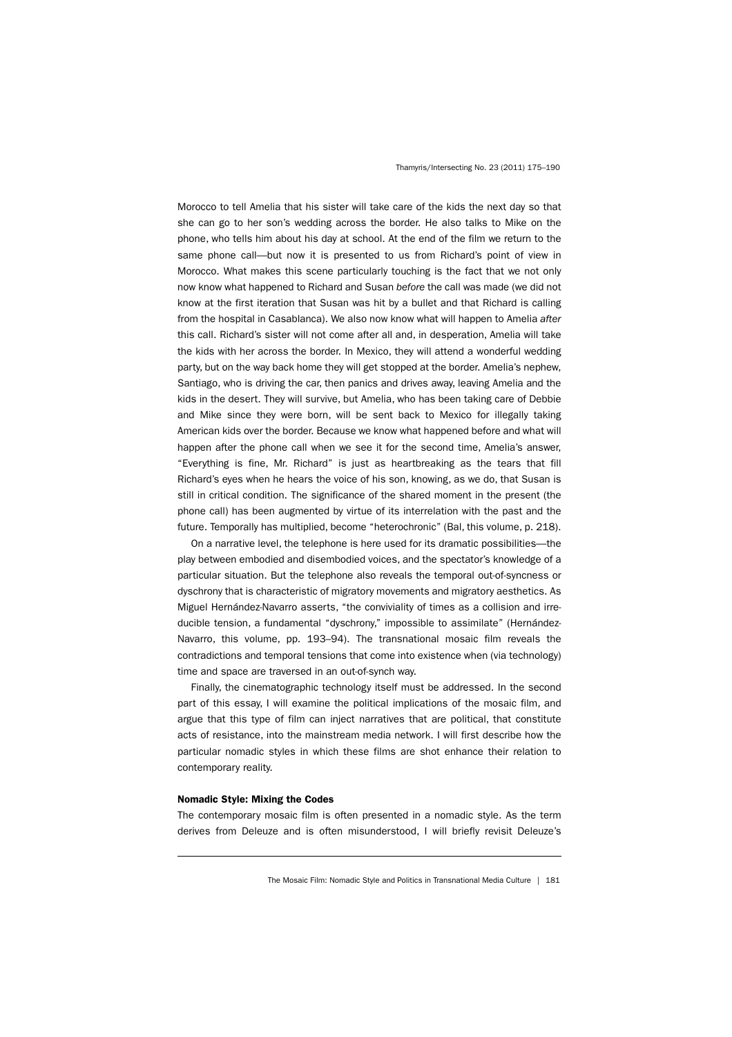Morocco to tell Amelia that his sister will take care of the kids the next day so that she can go to her son's wedding across the border. He also talks to Mike on the phone, who tells him about his day at school. At the end of the film we return to the same phone call—but now it is presented to us from Richard's point of view in Morocco. What makes this scene particularly touching is the fact that we not only now know what happened to Richard and Susan *before* the call was made (we did not know at the first iteration that Susan was hit by a bullet and that Richard is calling from the hospital in Casablanca). We also now know what will happen to Amelia *after* this call. Richard's sister will not come after all and, in desperation, Amelia will take the kids with her across the border. In Mexico, they will attend a wonderful wedding party, but on the way back home they will get stopped at the border. Amelia's nephew, Santiago, who is driving the car, then panics and drives away, leaving Amelia and the kids in the desert. They will survive, but Amelia, who has been taking care of Debbie and Mike since they were born, will be sent back to Mexico for illegally taking American kids over the border. Because we know what happened before and what will happen after the phone call when we see it for the second time, Amelia's answer, "Everything is fine, Mr. Richard" is just as heartbreaking as the tears that fill Richard's eyes when he hears the voice of his son, knowing, as we do, that Susan is still in critical condition. The significance of the shared moment in the present (the phone call) has been augmented by virtue of its interrelation with the past and the future. Temporally has multiplied, become "heterochronic" (Bal, this volume, p. 218).

On a narrative level, the telephone is here used for its dramatic possibilities—the play between embodied and disembodied voices, and the spectator's knowledge of a particular situation. But the telephone also reveals the temporal out-of-syncness or dyschrony that is characteristic of migratory movements and migratory aesthetics. As Miguel Hernández-Navarro asserts, "the conviviality of times as a collision and irreducible tension, a fundamental "dyschrony," impossible to assimilate" (Hernández-Navarro, this volume, pp. 193–94). The transnational mosaic film reveals the contradictions and temporal tensions that come into existence when (via technology) time and space are traversed in an out-of-synch way.

Finally, the cinematographic technology itself must be addressed. In the second part of this essay, I will examine the political implications of the mosaic film, and argue that this type of film can inject narratives that are political, that constitute acts of resistance, into the mainstream media network. I will first describe how the particular nomadic styles in which these films are shot enhance their relation to contemporary reality.

## Nomadic Style: Mixing the Codes

The contemporary mosaic film is often presented in a nomadic style. As the term derives from Deleuze and is often misunderstood, I will briefly revisit Deleuze's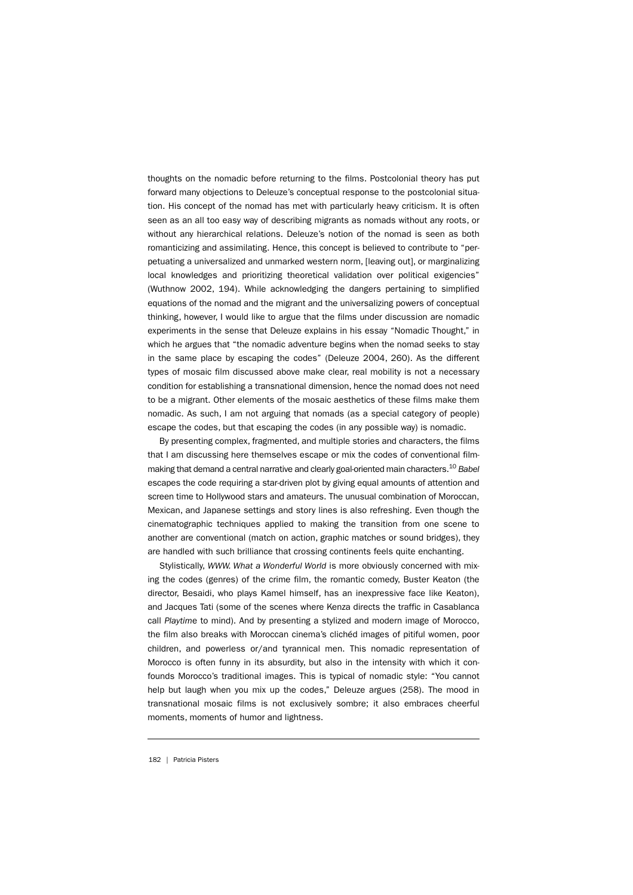thoughts on the nomadic before returning to the films. Postcolonial theory has put forward many objections to Deleuze's conceptual response to the postcolonial situation. His concept of the nomad has met with particularly heavy criticism. It is often seen as an all too easy way of describing migrants as nomads without any roots, or without any hierarchical relations. Deleuze's notion of the nomad is seen as both romanticizing and assimilating. Hence, this concept is believed to contribute to "perpetuating a universalized and unmarked western norm, [leaving out], or marginalizing local knowledges and prioritizing theoretical validation over political exigencies" (Wuthnow 2002, 194). While acknowledging the dangers pertaining to simplified equations of the nomad and the migrant and the universalizing powers of conceptual thinking, however, I would like to argue that the films under discussion are nomadic experiments in the sense that Deleuze explains in his essay "Nomadic Thought," in which he argues that "the nomadic adventure begins when the nomad seeks to stay in the same place by escaping the codes" (Deleuze 2004, 260). As the different types of mosaic film discussed above make clear, real mobility is not a necessary condition for establishing a transnational dimension, hence the nomad does not need to be a migrant. Other elements of the mosaic aesthetics of these films make them nomadic. As such, I am not arguing that nomads (as a special category of people) escape the codes, but that escaping the codes (in any possible way) is nomadic.

By presenting complex, fragmented, and multiple stories and characters, the films that I am discussing here themselves escape or mix the codes of conventional filmmaking that demand a central narrative and clearly goal-oriented main characters.[10] *Babel* escapes the code requiring a star-driven plot by giving equal amounts of attention and screen time to Hollywood stars and amateurs. The unusual combination of Moroccan, Mexican, and Japanese settings and story lines is also refreshing. Even though the cinematographic techniques applied to making the transition from one scene to another are conventional (match on action, graphic matches or sound bridges), they are handled with such brilliance that crossing continents feels quite enchanting.

Stylistically, *WWW. What a Wonderful World* is more obviously concerned with mixing the codes (genres) of the crime film, the romantic comedy, Buster Keaton (the director, Besaidi, who plays Kamel himself, has an inexpressive face like Keaton), and Jacques Tati (some of the scenes where Kenza directs the traffic in Casablanca call *Playtime* to mind). And by presenting a stylized and modern image of Morocco, the film also breaks with Moroccan cinema's clichéd images of pitiful women, poor children, and powerless or/and tyrannical men. This nomadic representation of Morocco is often funny in its absurdity, but also in the intensity with which it confounds Morocco's traditional images. This is typical of nomadic style: "You cannot help but laugh when you mix up the codes," Deleuze argues (258). The mood in transnational mosaic films is not exclusively sombre; it also embraces cheerful moments, moments of humor and lightness.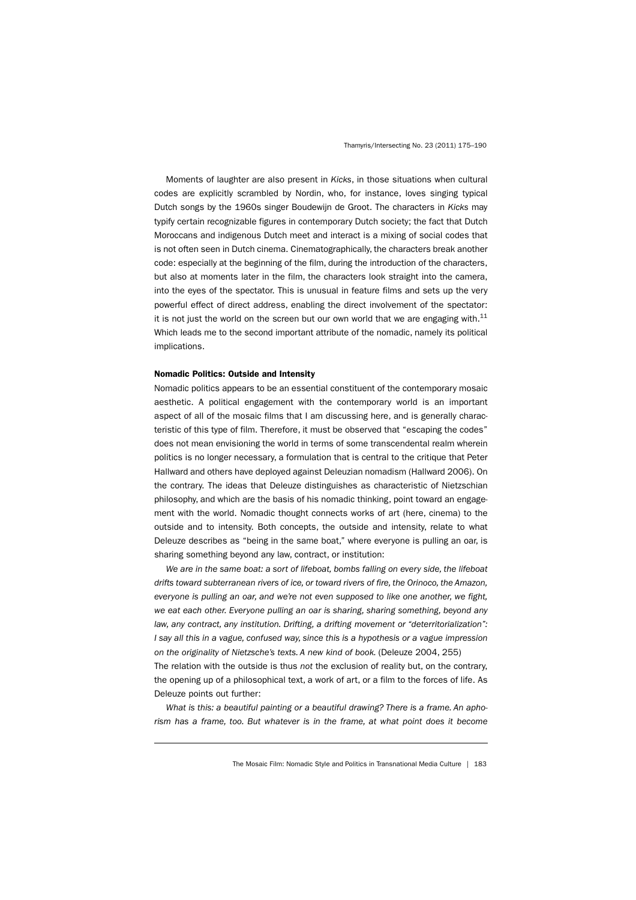Moments of laughter are also present in *Kicks*, in those situations when cultural codes are explicitly scrambled by Nordin, who, for instance, loves singing typical Dutch songs by the 1960s singer Boudewijn de Groot. The characters in *Kicks* may typify certain recognizable figures in contemporary Dutch society; the fact that Dutch Moroccans and indigenous Dutch meet and interact is a mixing of social codes that is not often seen in Dutch cinema. Cinematographically, the characters break another code: especially at the beginning of the film, during the introduction of the characters, but also at moments later in the film, the characters look straight into the camera, into the eyes of the spectator. This is unusual in feature films and sets up the very powerful effect of direct address, enabling the direct involvement of the spectator: it is not just the world on the screen but our own world that we are engaging with.[11] Which leads me to the second important attribute of the nomadic, namely its political implications.

### Nomadic Politics: Outside and Intensity

Nomadic politics appears to be an essential constituent of the contemporary mosaic aesthetic. A political engagement with the contemporary world is an important aspect of all of the mosaic films that I am discussing here, and is generally characteristic of this type of film. Therefore, it must be observed that "escaping the codes" does not mean envisioning the world in terms of some transcendental realm wherein politics is no longer necessary, a formulation that is central to the critique that Peter Hallward and others have deployed against Deleuzian nomadism (Hallward 2006). On the contrary. The ideas that Deleuze distinguishes as characteristic of Nietzschian philosophy, and which are the basis of his nomadic thinking, point toward an engagement with the world. Nomadic thought connects works of art (here, cinema) to the outside and to intensity. Both concepts, the outside and intensity, relate to what Deleuze describes as "being in the same boat," where everyone is pulling an oar, is sharing something beyond any law, contract, or institution:

*We are in the same boat: a sort of lifeboat, bombs falling on every side, the lifeboat drifts toward subterranean rivers of ice, or toward rivers of fire, the Orinoco, the Amazon, everyone is pulling an oar, and we're not even supposed to like one another, we fight, we eat each other. Everyone pulling an oar is sharing, sharing something, beyond any law, any contract, any institution. Drifting, a drifting movement or "deterritorialization": I say all this in a vague, confused way, since this is a hypothesis or a vague impression on the originality of Nietzsche's texts. A new kind of book.* (Deleuze 2004, 255)

The relation with the outside is thus *not* the exclusion of reality but, on the contrary, the opening up of a philosophical text, a work of art, or a film to the forces of life. As Deleuze points out further:

*What is this: a beautiful painting or a beautiful drawing? There is a frame. An aphorism has a frame, too. But whatever is in the frame, at what point does it become*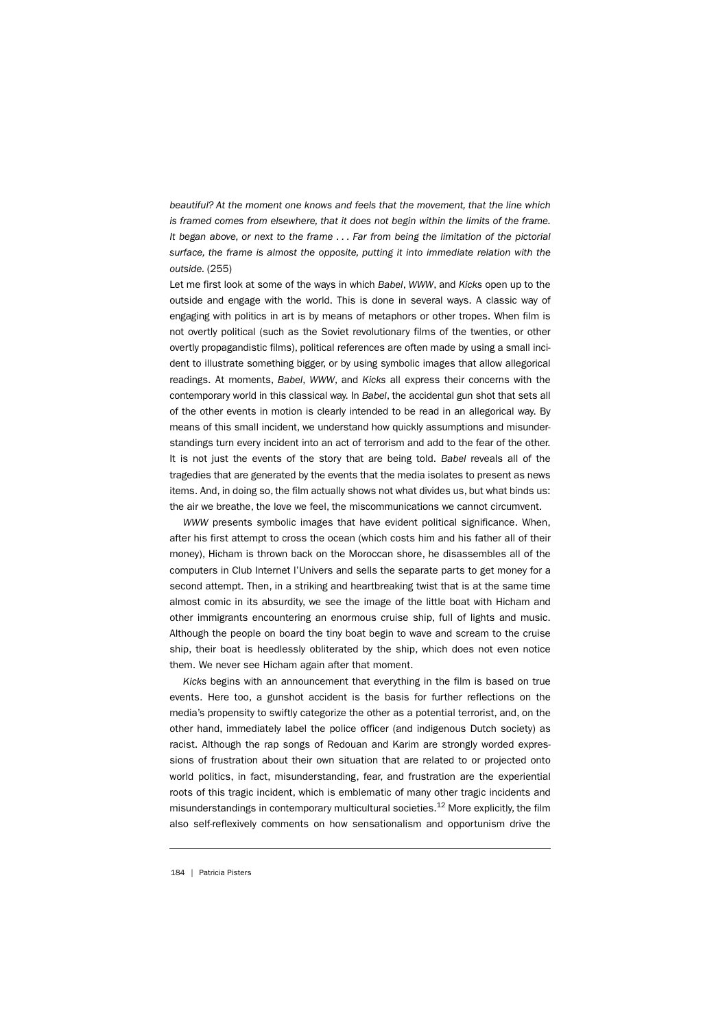*beautiful? At the moment one knows and feels that the movement, that the line which is framed comes from elsewhere, that it does not begin within the limits of the frame. It began above, or next to the frame . . . Far from being the limitation of the pictorial surface, the frame is almost the opposite, putting it into immediate relation with the outside.* (255)

Let me first look at some of the ways in which *Babel*, *WWW*, and *Kicks* open up to the outside and engage with the world. This is done in several ways. A classic way of engaging with politics in art is by means of metaphors or other tropes. When film is not overtly political (such as the Soviet revolutionary films of the twenties, or other overtly propagandistic films), political references are often made by using a small incident to illustrate something bigger, or by using symbolic images that allow allegorical readings. At moments, *Babel*, *WWW*, and *Kicks* all express their concerns with the contemporary world in this classical way. In *Babel*, the accidental gun shot that sets all of the other events in motion is clearly intended to be read in an allegorical way. By means of this small incident, we understand how quickly assumptions and misunderstandings turn every incident into an act of terrorism and add to the fear of the other. It is not just the events of the story that are being told. *Babel* reveals all of the tragedies that are generated by the events that the media isolates to present as news items. And, in doing so, the film actually shows not what divides us, but what binds us: the air we breathe, the love we feel, the miscommunications we cannot circumvent.

*WWW* presents symbolic images that have evident political significance. When, after his first attempt to cross the ocean (which costs him and his father all of their money), Hicham is thrown back on the Moroccan shore, he disassembles all of the computers in Club Internet l'Univers and sells the separate parts to get money for a second attempt. Then, in a striking and heartbreaking twist that is at the same time almost comic in its absurdity, we see the image of the little boat with Hicham and other immigrants encountering an enormous cruise ship, full of lights and music. Although the people on board the tiny boat begin to wave and scream to the cruise ship, their boat is heedlessly obliterated by the ship, which does not even notice them. We never see Hicham again after that moment.

*Kicks* begins with an announcement that everything in the film is based on true events. Here too, a gunshot accident is the basis for further reflections on the media's propensity to swiftly categorize the other as a potential terrorist, and, on the other hand, immediately label the police officer (and indigenous Dutch society) as racist. Although the rap songs of Redouan and Karim are strongly worded expressions of frustration about their own situation that are related to or projected onto world politics, in fact, misunderstanding, fear, and frustration are the experiential roots of this tragic incident, which is emblematic of many other tragic incidents and misunderstandings in contemporary multicultural societies.[12] More explicitly, the film also self-reflexively comments on how sensationalism and opportunism drive the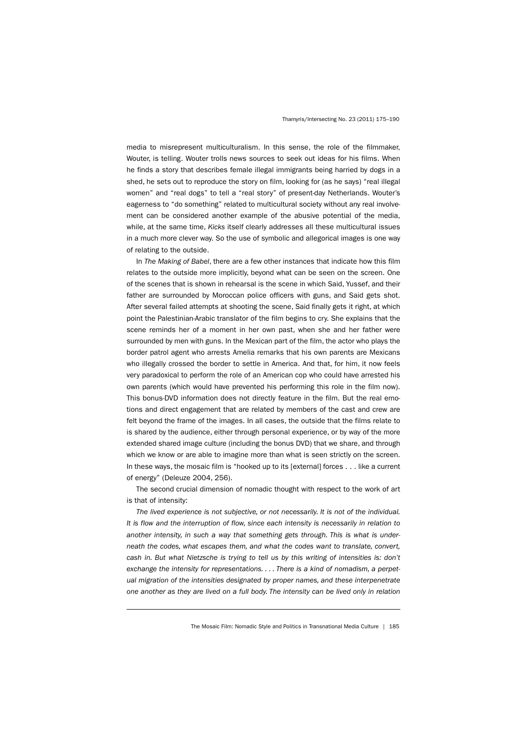media to misrepresent multiculturalism. In this sense, the role of the filmmaker, Wouter, is telling. Wouter trolls news sources to seek out ideas for his films. When he finds a story that describes female illegal immigrants being harried by dogs in a shed, he sets out to reproduce the story on film, looking for (as he says) "real illegal women" and "real dogs" to tell a "real story" of present-day Netherlands. Wouter's eagerness to "do something" related to multicultural society without any real involvement can be considered another example of the abusive potential of the media, while, at the same time, *Kicks* itself clearly addresses all these multicultural issues in a much more clever way. So the use of symbolic and allegorical images is one way of relating to the outside.

In *The Making of Babel*, there are a few other instances that indicate how this film relates to the outside more implicitly, beyond what can be seen on the screen. One of the scenes that is shown in rehearsal is the scene in which Said, Yussef, and their father are surrounded by Moroccan police officers with guns, and Said gets shot. After several failed attempts at shooting the scene, Said finally gets it right, at which point the Palestinian-Arabic translator of the film begins to cry. She explains that the scene reminds her of a moment in her own past, when she and her father were surrounded by men with guns. In the Mexican part of the film, the actor who plays the border patrol agent who arrests Amelia remarks that his own parents are Mexicans who illegally crossed the border to settle in America. And that, for him, it now feels very paradoxical to perform the role of an American cop who could have arrested his own parents (which would have prevented his performing this role in the film now). This bonus-DVD information does not directly feature in the film. But the real emotions and direct engagement that are related by members of the cast and crew are felt beyond the frame of the images. In all cases, the outside that the films relate to is shared by the audience, either through personal experience, or by way of the more extended shared image culture (including the bonus DVD) that we share, and through which we know or are able to imagine more than what is seen strictly on the screen. In these ways, the mosaic film is "hooked up to its [external] forces . . . like a current of energy" (Deleuze 2004, 256).

The second crucial dimension of nomadic thought with respect to the work of art is that of intensity:

*The lived experience is not subjective, or not necessarily. It is not of the individual. It is flow and the interruption of flow, since each intensity is necessarily in relation to another intensity, in such a way that something gets through. This is what is underneath the codes, what escapes them, and what the codes want to translate, convert, cash in. But what Nietzsche is trying to tell us by this writing of intensities is: don't exchange the intensity for representations. . . . There is a kind of nomadism, a perpetual migration of the intensities designated by proper names, and these interpenetrate one another as they are lived on a full body. The intensity can be lived only in relation*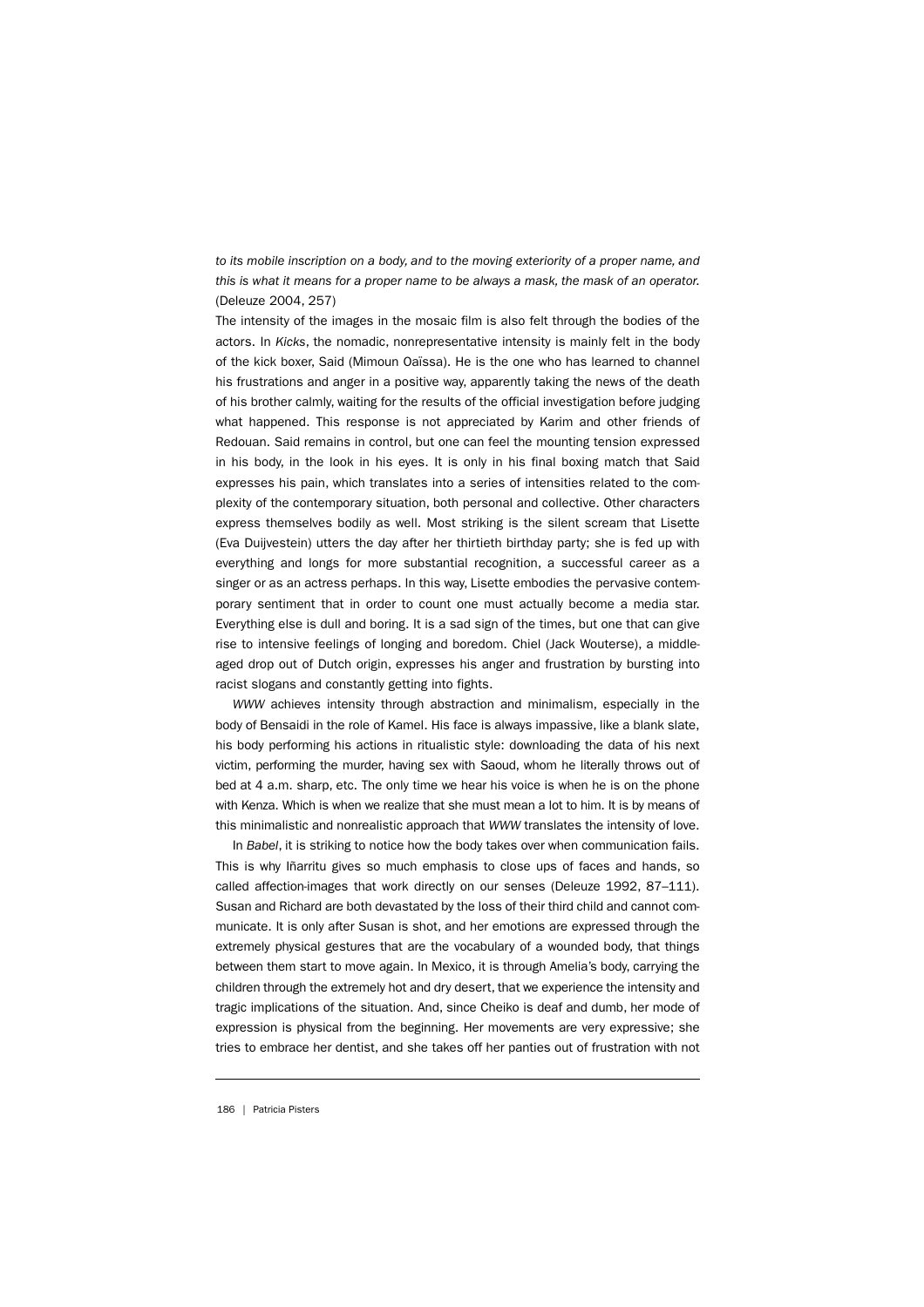*to its mobile inscription on a body, and to the moving exteriority of a proper name, and this is what it means for a proper name to be always a mask, the mask of an operator.* (Deleuze 2004, 257)

The intensity of the images in the mosaic film is also felt through the bodies of the actors. In *Kicks*, the nomadic, nonrepresentative intensity is mainly felt in the body of the kick boxer, Said (Mimoun Oaïssa). He is the one who has learned to channel his frustrations and anger in a positive way, apparently taking the news of the death of his brother calmly, waiting for the results of the official investigation before judging what happened. This response is not appreciated by Karim and other friends of Redouan. Said remains in control, but one can feel the mounting tension expressed in his body, in the look in his eyes. It is only in his final boxing match that Said expresses his pain, which translates into a series of intensities related to the complexity of the contemporary situation, both personal and collective. Other characters express themselves bodily as well. Most striking is the silent scream that Lisette (Eva Duijvestein) utters the day after her thirtieth birthday party; she is fed up with everything and longs for more substantial recognition, a successful career as a singer or as an actress perhaps. In this way, Lisette embodies the pervasive contemporary sentiment that in order to count one must actually become a media star. Everything else is dull and boring. It is a sad sign of the times, but one that can give rise to intensive feelings of longing and boredom. Chiel (Jack Wouterse), a middle-aged drop out of Dutch origin, expresses his anger and frustration by bursting into racist slogans and constantly getting into fights.

*WWW* achieves intensity through abstraction and minimalism, especially in the body of Bensaidi in the role of Kamel. His face is always impassive, like a blank slate, his body performing his actions in ritualistic style: downloading the data of his next victim, performing the murder, having sex with Saoud, whom he literally throws out of bed at 4 a.m. sharp, etc. The only time we hear his voice is when he is on the phone with Kenza. Which is when we realize that she must mean a lot to him. It is by means of this minimalistic and nonrealistic approach that *WWW* translates the intensity of love.

In *Babel*, it is striking to notice how the body takes over when communication fails. This is why Iñarritu gives so much emphasis to close ups of faces and hands, so called affection-images that work directly on our senses (Deleuze 1992, 87–111). Susan and Richard are both devastated by the loss of their third child and cannot communicate. It is only after Susan is shot, and her emotions are expressed through the extremely physical gestures that are the vocabulary of a wounded body, that things between them start to move again. In Mexico, it is through Amelia's body, carrying the children through the extremely hot and dry desert, that we experience the intensity and tragic implications of the situation. And, since Cheiko is deaf and dumb, her mode of expression is physical from the beginning. Her movements are very expressive; she tries to embrace her dentist, and she takes off her panties out of frustration with not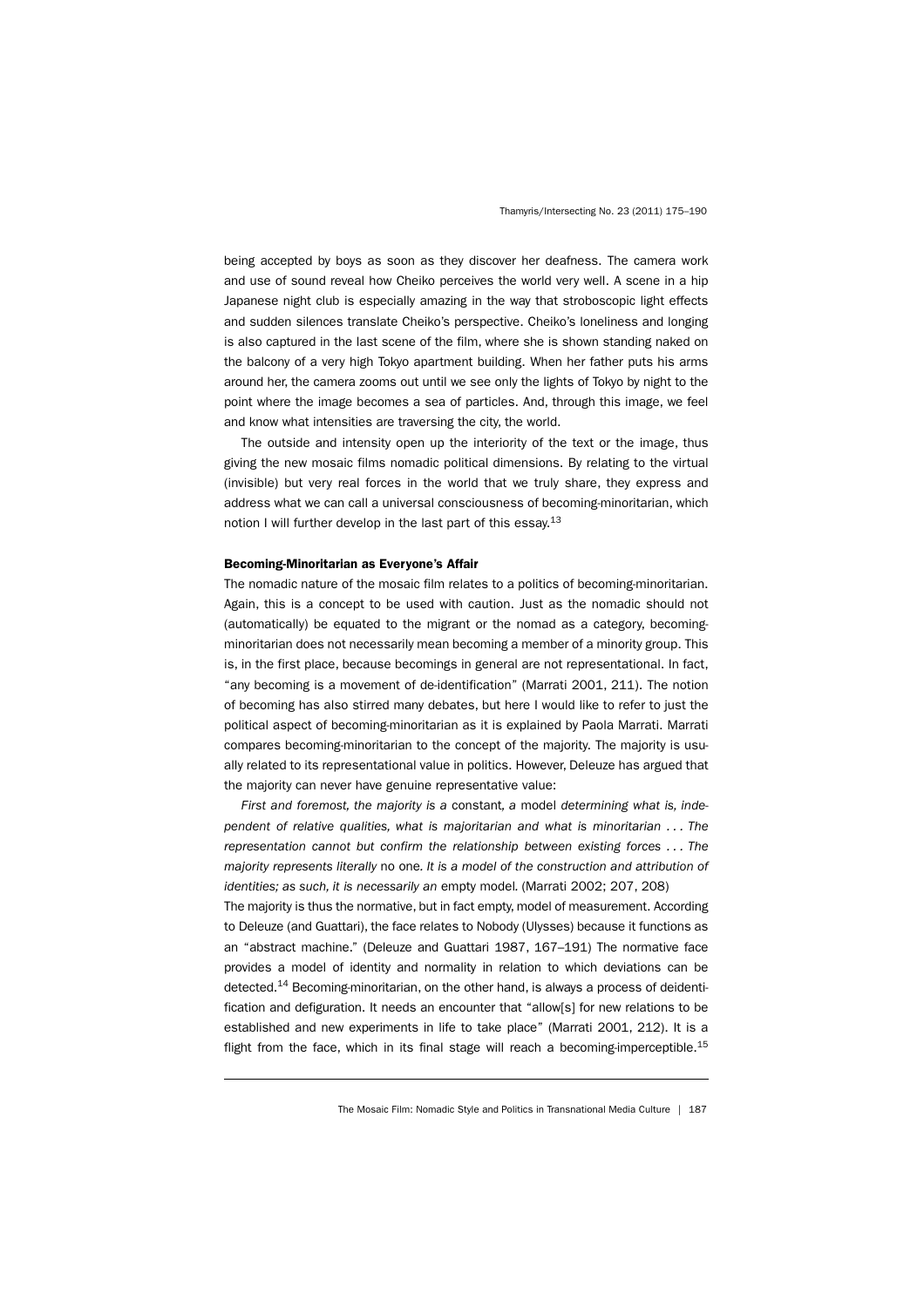being accepted by boys as soon as they discover her deafness. The camera work and use of sound reveal how Cheiko perceives the world very well. A scene in a hip Japanese night club is especially amazing in the way that stroboscopic light effects and sudden silences translate Cheiko's perspective. Cheiko's loneliness and longing is also captured in the last scene of the film, where she is shown standing naked on the balcony of a very high Tokyo apartment building. When her father puts his arms around her, the camera zooms out until we see only the lights of Tokyo by night to the point where the image becomes a sea of particles. And, through this image, we feel and know what intensities are traversing the city, the world.

The outside and intensity open up the interiority of the text or the image, thus giving the new mosaic films nomadic political dimensions. By relating to the virtual (invisible) but very real forces in the world that we truly share, they express and address what we can call a universal consciousness of becoming-minoritarian, which notion I will further develop in the last part of this essay.[13]

#### Becoming-Minoritarian as Everyone's Affair

The nomadic nature of the mosaic film relates to a politics of becoming-minoritarian. Again, this is a concept to be used with caution. Just as the nomadic should not (automatically) be equated to the migrant or the nomad as a category, becoming-minoritarian does not necessarily mean becoming a member of a minority group. This is, in the first place, because becomings in general are not representational. In fact, "any becoming is a movement of de-identification" (Marrati 2001, 211). The notion of becoming has also stirred many debates, but here I would like to refer to just the political aspect of becoming-minoritarian as it is explained by Paola Marrati. Marrati compares becoming-minoritarian to the concept of the majority. The majority is usually related to its representational value in politics. However, Deleuze has argued that the majority can never have genuine representative value:

*First and foremost, the majority is a* constant*, a* model *determining what is, independent of relative qualities, what is majoritarian and what is minoritarian . . . The representation cannot but confirm the relationship between existing forces . . . The majority represents literally* no one*. It is a model of the construction and attribution of identities; as such, it is necessarily an* empty model*.* (Marrati 2002; 207, 208)

The majority is thus the normative, but in fact empty, model of measurement. According to Deleuze (and Guattari), the face relates to Nobody (Ulysses) because it functions as an "abstract machine." (Deleuze and Guattari 1987, 167–191) The normative face provides a model of identity and normality in relation to which deviations can be detected.[14] Becoming-minoritarian, on the other hand, is always a process of deidentification and defiguration. It needs an encounter that "allow[s] for new relations to be established and new experiments in life to take place" (Marrati 2001, 212). It is a flight from the face, which in its final stage will reach a becoming-imperceptible.[15]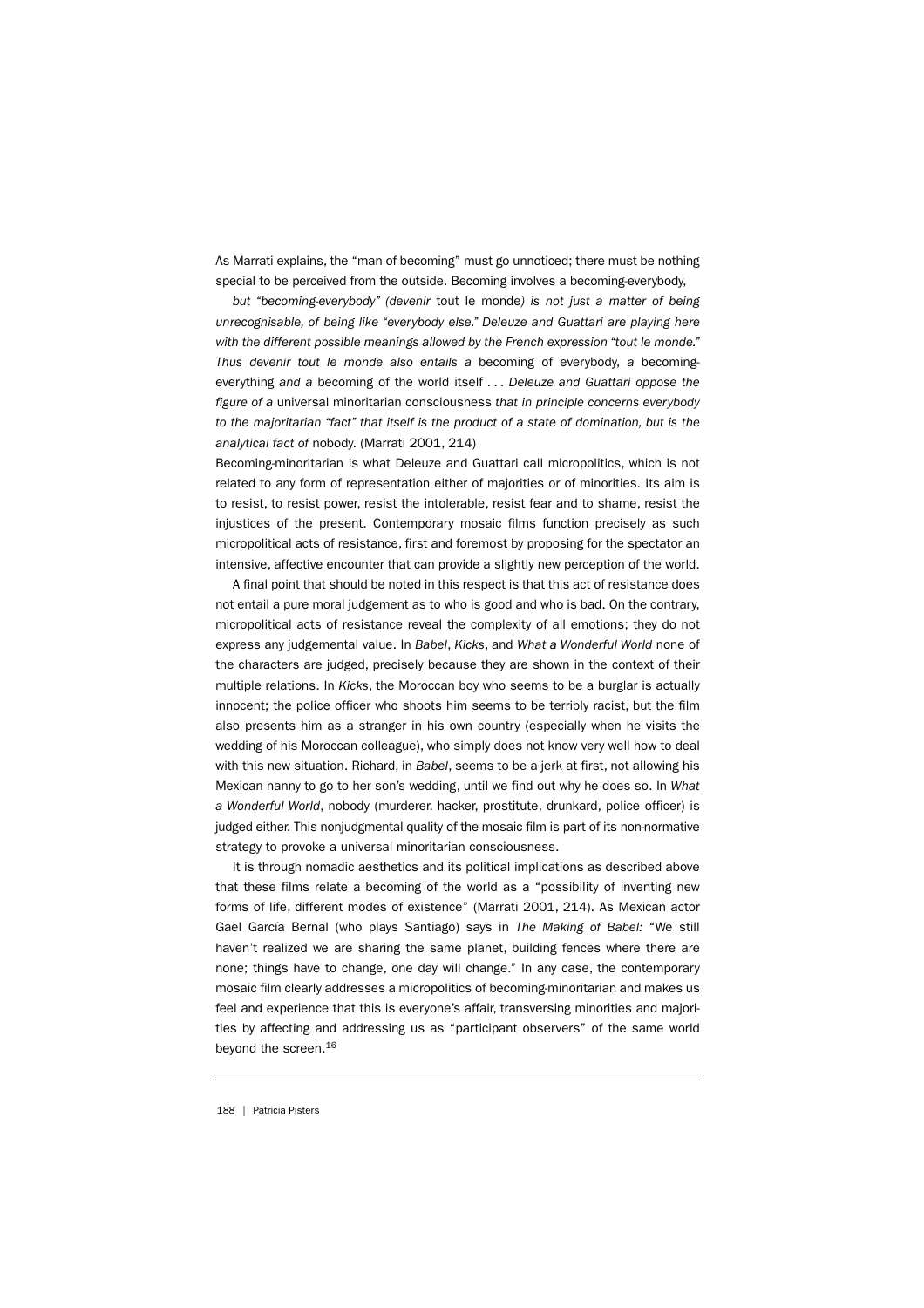As Marrati explains, the "man of becoming" must go unnoticed; there must be nothing special to be perceived from the outside. Becoming involves a becoming-everybody,

> *but "becoming-everybody" (devenir* tout le monde*) is not just a matter of being unrecognisable, of being like "everybody else." Deleuze and Guattari are playing here with the different possible meanings allowed by the French expression "tout le monde." Thus devenir tout le monde also entails a* becoming of everybody, *a* becoming-everything *and a* becoming of the world itself *. . . Deleuze and Guattari oppose the figure of a* universal minoritarian consciousness *that in principle concerns everybody to the majoritarian "fact" that itself is the product of a state of domination, but is the analytical fact of* nobody. (Marrati 2001, 214)

Becoming-minoritarian is what Deleuze and Guattari call micropolitics, which is not related to any form of representation either of majorities or of minorities. Its aim is to resist, to resist power, resist the intolerable, resist fear and to shame, resist the injustices of the present. Contemporary mosaic films function precisely as such micropolitical acts of resistance, first and foremost by proposing for the spectator an intensive, affective encounter that can provide a slightly new perception of the world.

A final point that should be noted in this respect is that this act of resistance does not entail a pure moral judgement as to who is good and who is bad. On the contrary, micropolitical acts of resistance reveal the complexity of all emotions; they do not express any judgemental value. In *Babel*, *Kicks*, and *What a Wonderful World* none of the characters are judged, precisely because they are shown in the context of their multiple relations. In *Kicks*, the Moroccan boy who seems to be a burglar is actually innocent; the police officer who shoots him seems to be terribly racist, but the film also presents him as a stranger in his own country (especially when he visits the wedding of his Moroccan colleague), who simply does not know very well how to deal with this new situation. Richard, in *Babel*, seems to be a jerk at first, not allowing his Mexican nanny to go to her son's wedding, until we find out why he does so. In *What a Wonderful World*, nobody (murderer, hacker, prostitute, drunkard, police officer) is judged either. This nonjudgmental quality of the mosaic film is part of its non-normative strategy to provoke a universal minoritarian consciousness.

It is through nomadic aesthetics and its political implications as described above that these films relate a becoming of the world as a "possibility of inventing new forms of life, different modes of existence" (Marrati 2001, 214). As Mexican actor Gael García Bernal (who plays Santiago) says in *The Making of Babel:* "We still haven't realized we are sharing the same planet, building fences where there are none; things have to change, one day will change." In any case, the contemporary mosaic film clearly addresses a micropolitics of becoming-minoritarian and makes us feel and experience that this is everyone's affair, transversing minorities and majorities by affecting and addressing us as "participant observers" of the same world beyond the screen.[16]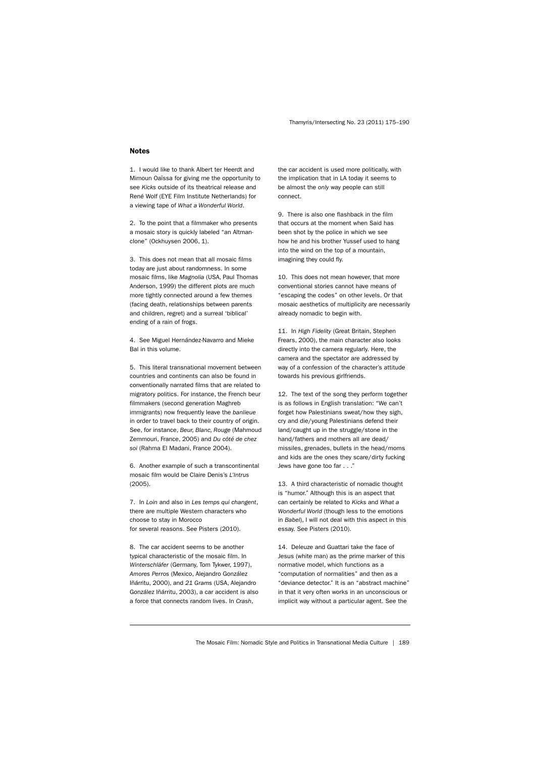## Notes

1. I would like to thank Albert ter Heerdt and Mimoun Oaïssa for giving me the opportunity to see *Kicks* outside of its theatrical release and René Wolf (EYE Film Institute Netherlands) for a viewing tape of *What a Wonderful World*.

2. To the point that a filmmaker who presents a mosaic story is quickly labeled "an Altman-clone" (Ockhuysen 2006, 1).

3. This does not mean that all mosaic films today are just about randomness. In some mosaic films, like *Magnolia* (USA, Paul Thomas Anderson, 1999) the different plots are much more tightly connected around a few themes (facing death, relationships between parents and children, regret) and a surreal 'biblical' ending of a rain of frogs.

4. See Miguel Hernández-Navarro and Mieke Bal in this volume.

5. This literal transnational movement between countries and continents can also be found in conventionally narrated films that are related to migratory politics. For instance, the French beur filmmakers (second generation Maghreb immigrants) now frequently leave the *banlieue* in order to travel back to their country of origin. See, for instance, *Beur, Blanc, Rouge* (Mahmoud Zemmouri, France, 2005) and *Du côté de chez soi* (Rahma El Madani, France 2004).

6. Another example of such a transcontinental mosaic film would be Claire Denis's *L'Intrus* (2005).

7. In *Loin* and also in *Les temps qui changent*, there are multiple Western characters who choose to stay in Morocco for several reasons. See Pisters (2010).

8. The car accident seems to be another typical characteristic of the mosaic film. In *Winterschläfer* (Germany, Tom Tykwer, 1997), *Amores Perros* (Mexico, Alejandro González Iñárritu, 2000), and *21 Grams* (USA, Alejandro González Iñárritu, 2003), a car accident is also a force that connects random lives. In *Crash*, the car accident is used more politically, with the implication that in LA today it seems to be almost the *only* way people can still connect.

9. There is also one flashback in the film that occurs at the moment when Said has been shot by the police in which we see how he and his brother Yussef used to hang into the wind on the top of a mountain, imagining they could fly.

10. This does not mean however, that more conventional stories cannot have means of "escaping the codes" on other levels. Or that mosaic aesthetics of multiplicity are necessarily already nomadic to begin with.

11. In *High Fidelity* (Great Britain, Stephen Frears, 2000), the main character also looks directly into the camera regularly. Here, the camera and the spectator are addressed by way of a confession of the character's attitude towards his previous girlfriends.

12. The text of the song they perform together is as follows in English translation: "We can't forget how Palestinians sweat/how they sigh, cry and die/young Palestinians defend their land/caught up in the struggle/stone in the hand/fathers and mothers all are dead/missiles, grenades, bullets in the head/moms and kids are the ones they scare/dirty fucking Jews have gone too far . . ."

13. A third characteristic of nomadic thought is "humor." Although this is an aspect that can certainly be related to *Kicks* and *What a Wonderful World* (though less to the emotions in *Babel*), I will not deal with this aspect in this essay. See Pisters (2010).

14. Deleuze and Guattari take the face of Jesus (white man) as the prime marker of this normative model, which functions as a "computation of normalities" and then as a "deviance detector." It is an "abstract machine" in that it very often works in an unconscious or implicit way without a particular agent. See the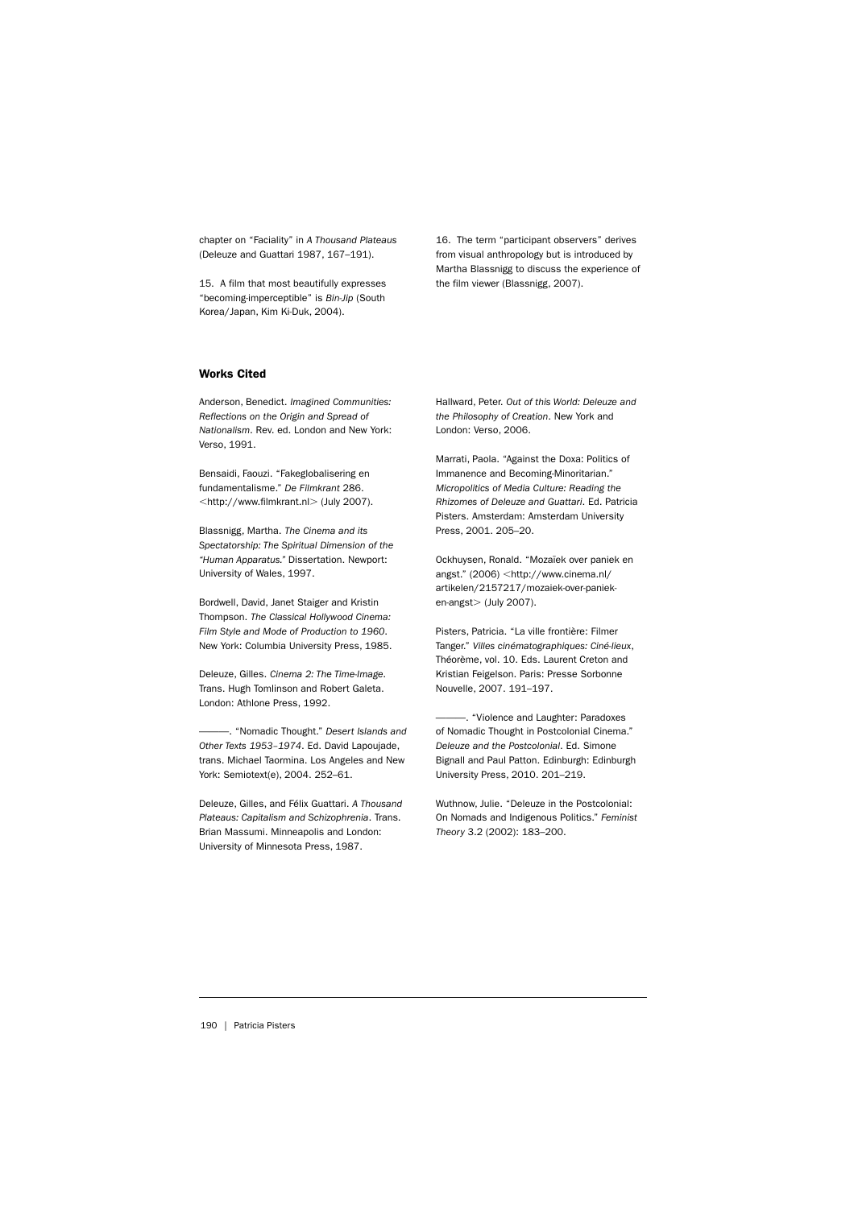chapter on "Faciality" in *A Thousand Plateaus* (Deleuze and Guattari 1987, 167–191).

15. A film that most beautifully expresses "becoming-imperceptible" is *Bin-Jip* (South Korea/Japan, Kim Ki-Duk, 2004).

16. The term "participant observers" derives from visual anthropology but is introduced by Martha Blassnigg to discuss the experience of the film viewer (Blassnigg, 2007).

### Works Cited

Anderson, Benedict. *Imagined Communities: Reflections on the Origin and Spread of Nationalism*. Rev. ed. London and New York: Verso, 1991.

Bensaidi, Faouzi. "Fakeglobalisering en fundamentalisme." *De Filmkrant* 286. <http://www.filmkrant.nl> (July 2007).

Blassnigg, Martha. *The Cinema and its Spectatorship: The Spiritual Dimension of the "Human Apparatus."* Dissertation. Newport: University of Wales, 1997.

Bordwell, David, Janet Staiger and Kristin Thompson. *The Classical Hollywood Cinema: Film Style and Mode of Production to 1960*. New York: Columbia University Press, 1985.

Deleuze, Gilles. *Cinema 2: The Time-Image*. Trans. Hugh Tomlinson and Robert Galeta. London: Athlone Press, 1992.

———. "Nomadic Thought." *Desert Islands and Other Texts 1953–1974*. Ed. David Lapoujade, trans. Michael Taormina. Los Angeles and New York: Semiotext(e), 2004. 252–61.

Deleuze, Gilles, and Félix Guattari. *A Thousand Plateaus: Capitalism and Schizophrenia*. Trans. Brian Massumi. Minneapolis and London: University of Minnesota Press, 1987.

Hallward, Peter. *Out of this World: Deleuze and the Philosophy of Creation*. New York and London: Verso, 2006.

Marrati, Paola. "Against the Doxa: Politics of Immanence and Becoming-Minoritarian." *Micropolitics of Media Culture: Reading the Rhizomes of Deleuze and Guattari*. Ed. Patricia Pisters. Amsterdam: Amsterdam University Press, 2001. 205–20.

Ockhuysen, Ronald. "Mozaïek over paniek en angst." (2006) <http://www.cinema.nl/artikelen/2157217/mozaiek-over-paniek-en-angst> (July 2007).

Pisters, Patricia. "La ville frontière: Filmer Tanger." *Villes cinématographiques: Ciné-lieux*, Théorème, vol. 10. Eds. Laurent Creton and Kristian Feigelson. Paris: Presse Sorbonne Nouvelle, 2007. 191–197.

———. "Violence and Laughter: Paradoxes of Nomadic Thought in Postcolonial Cinema." *Deleuze and the Postcolonial*. Ed. Simone Bignall and Paul Patton. Edinburgh: Edinburgh University Press, 2010. 201–219.

Wuthnow, Julie. "Deleuze in the Postcolonial: On Nomads and Indigenous Politics." *Feminist Theory* 3.2 (2002): 183–200.